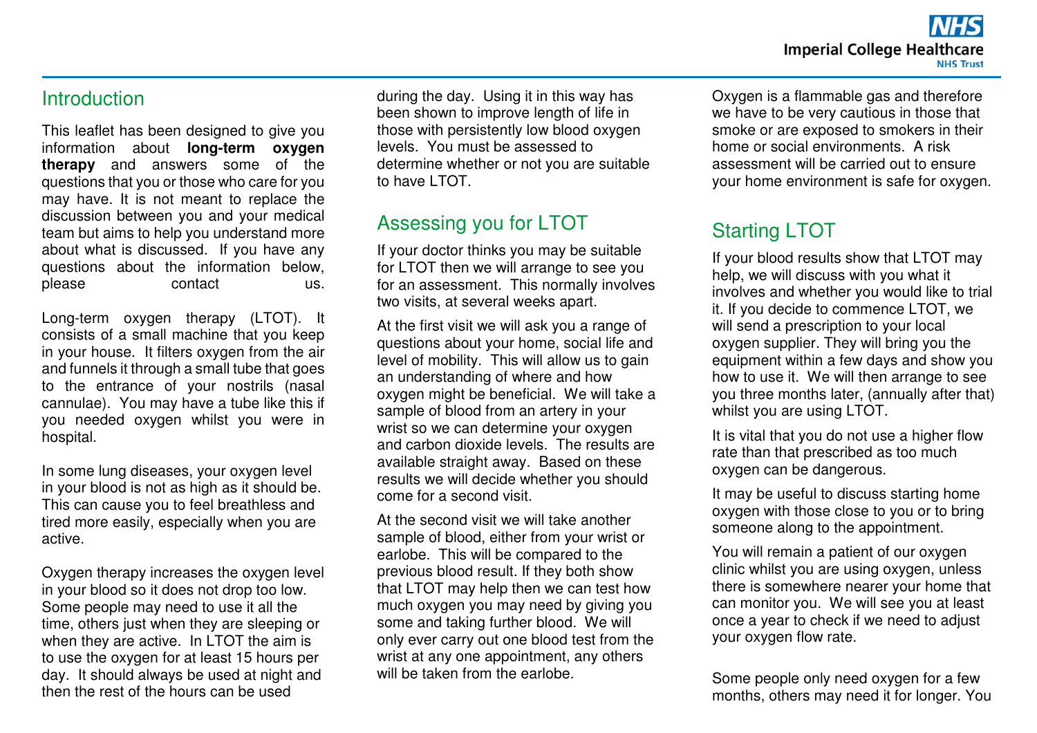## Introduction

This leaflet has been designed to give you information about **long-term oxygen therapy** and answers some of the questions that you or those who care for you may have. It is not meant to replace the discussion between you and your medical team but aims to help you understand more about what is discussed. If you have any questions about the information below, please contact us.

Long-term oxygen therapy (LTOT). It consists of a small machine that you keep in your house. It filters oxygen from the air and funnels it through a small tube that goes to the entrance of your nostrils (nasal cannulae). You may have a tube like this if you needed oxygen whilst you were in hospital.

In some lung diseases, your oxygen level in your blood is not as high as it should be. This can cause you to feel breathless and tired more easily, especially when you are active.

Oxygen therapy increases the oxygen level in your blood so it does not drop too low. Some people may need to use it all the time, others just when they are sleeping or when they are active. In LTOT the aim is to use the oxygen for at least 15 hours per day. It should always be used at night and then the rest of the hours can be used during the day. Using it in this way has been shown to improve length of life in those with persistently low blood oxygen levels. You must be assessed to determine whether or not you are suitable to have LTOT.

## Assessing you for LTOT

If your doctor thinks you may be suitable for LTOT then we will arrange to see you for an assessment. This normally involves two visits, at several weeks apart.

At the first visit we will ask you a range of questions about your home, social life and level of mobility. This will allow us to gain an understanding of where and how oxygen might be beneficial. We will take a sample of blood from an artery in your wrist so we can determine your oxygen and carbon dioxide levels. The results are available straight away. Based on these results we will decide whether you should come for a second visit.

At the second visit we will take another sample of blood, either from your wrist or earlobe. This will be compared to the previous blood result. If they both show that LTOT may help then we can test how much oxygen you may need by giving you some and taking further blood. We will only ever carry out one blood test from the wrist at any one appointment, any others will be taken from the earlobe.

Oxygen is a flammable gas and therefore we have to be very cautious in those that smoke or are exposed to smokers in their home or social environments. A risk assessment will be carried out to ensure your home environment is safe for oxygen.

## Starting LTOT

If your blood results show that LTOT may help, we will discuss with you what it involves and whether you would like to trial it. If you decide to commence LTOT, we will send a prescription to your local oxygen supplier. They will bring you the equipment within a few days and show you how to use it. We will then arrange to see you three months later, (annually after that) whilst you are using LTOT.

It is vital that you do not use a higher flow rate than that prescribed as too much oxygen can be dangerous.

It may be useful to discuss starting home oxygen with those close to you or to bring someone along to the appointment.

You will remain a patient of our oxygen clinic whilst you are using oxygen, unless there is somewhere nearer your home that can monitor you. We will see you at least once a year to check if we need to adjust your oxygen flow rate.

Some people only need oxygen for a few months, others may need it for longer. You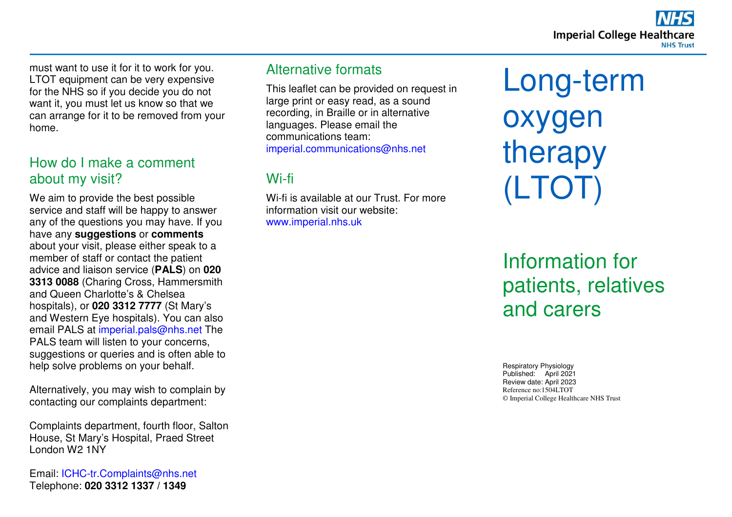must want to use it for it to work for you. LTOT equipment can be very expensive for the NHS so if you decide you do not want it, you must let us know so that we can arrange for it to be removed from your home.

## How do I make a comment about my visit?

We aim to provide the best possible service and staff will be happy to answer any of the questions you may have. If you have any **suggestions** or **comments** about your visit, please either speak to a member of staff or contact the patient advice and liaison service (**PALS**) on **020 3313 0088** (Charing Cross, Hammersmith and Queen Charlotte's & Chelsea hospitals), or **020 3312 7777** (St Mary's and Western Eye hospitals). You can also email PALS at imperial.pals@nhs.net The PALS team will listen to your concerns, suggestions or queries and is often able to help solve problems on your behalf.

Alternatively, you may wish to complain by contacting our complaints department:

Complaints department, fourth floor, Salton House, St Mary's Hospital, Praed Street London W2 1NY

Email: ICHC-tr.Complaints@nhs.net
Telephone: **020 3312 1337** / **1349**

## Alternative formats

This leaflet can be provided on request in large print or easy read, as a sound recording, in Braille or in alternative languages. Please email the communications team: imperial.communications@nhs.net

## Wi-fi

Wi-fi is available at our Trust. For more information visit our website: www.imperial.nhs.uk

# Long-term oxygen therapy (LTOT)

## Information for patients, relatives and carers

Respiratory Physiology
Published: April 2021
Review date: April 2023
Reference no:1504LTOT
© Imperial College Healthcare NHS Trust